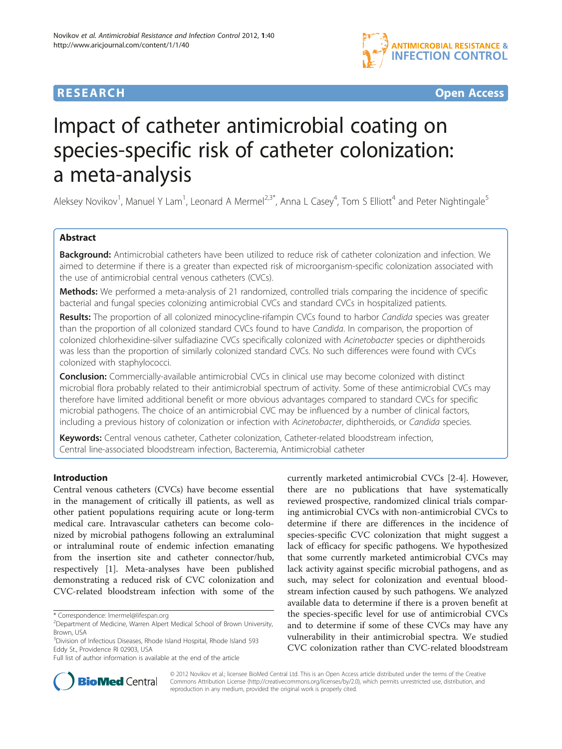**RESEARCH** **Open Access**

# Impact of catheter antimicrobial coating on species-specific risk of catheter colonization: a meta-analysis

Aleksey Novikov[1], Manuel Y Lam[1], Leonard A Mermel[2,3*], Anna L Casey[4], Tom S Elliott[4] and Peter Nightingale[5]

## Abstract

**Background:** Antimicrobial catheters have been utilized to reduce risk of catheter colonization and infection. We aimed to determine if there is a greater than expected risk of microorganism-specific colonization associated with the use of antimicrobial central venous catheters (CVCs).

**Methods:** We performed a meta-analysis of 21 randomized, controlled trials comparing the incidence of specific bacterial and fungal species colonizing antimicrobial CVCs and standard CVCs in hospitalized patients.

**Results:** The proportion of all colonized minocycline-rifampin CVCs found to harbor *Candida* species was greater than the proportion of all colonized standard CVCs found to have *Candida*. In comparison, the proportion of colonized chlorhexidine-silver sulfadiazine CVCs specifically colonized with *Acinetobacter* species or diphtheroids was less than the proportion of similarly colonized standard CVCs. No such differences were found with CVCs colonized with staphylococci.

**Conclusion:** Commercially-available antimicrobial CVCs in clinical use may become colonized with distinct microbial flora probably related to their antimicrobial spectrum of activity. Some of these antimicrobial CVCs may therefore have limited additional benefit or more obvious advantages compared to standard CVCs for specific microbial pathogens. The choice of an antimicrobial CVC may be influenced by a number of clinical factors, including a previous history of colonization or infection with *Acinetobacter*, diphtheroids, or *Candida* species.

**Keywords:** Central venous catheter, Catheter colonization, Catheter-related bloodstream infection, Central line-associated bloodstream infection, Bacteremia, Antimicrobial catheter

## Introduction

Central venous catheters (CVCs) have become essential in the management of critically ill patients, as well as other patient populations requiring acute or long-term medical care. Intravascular catheters can become colonized by microbial pathogens following an extraluminal or intraluminal route of endemic infection emanating from the insertion site and catheter connector/hub, respectively [1]. Meta-analyses have been published demonstrating a reduced risk of CVC colonization and CVC-related bloodstream infection with some of the currently marketed antimicrobial CVCs [2-4]. However, there are no publications that have systematically reviewed prospective, randomized clinical trials comparing antimicrobial CVCs with non-antimicrobial CVCs to determine if there are differences in the incidence of species-specific CVC colonization that might suggest a lack of efficacy for specific pathogens. We hypothesized that some currently marketed antimicrobial CVCs may lack activity against specific microbial pathogens, and as such, may select for colonization and eventual bloodstream infection caused by such pathogens. We analyzed available data to determine if there is a proven benefit at the species-specific level for use of antimicrobial CVCs and to determine if some of these CVCs may have any vulnerability in their antimicrobial spectra. We studied CVC colonization rather than CVC-related bloodstream

\* Correspondence: lmermel@lifespan.org
[2]Department of Medicine, Warren Alpert Medical School of Brown University, Brown, USA
[3]Division of Infectious Diseases, Rhode Island Hospital, Rhode Island 593 Eddy St., Providence RI 02903, USA
Full list of author information is available at the end of the article

© 2012 Novikov et al.; licensee BioMed Central Ltd. This is an Open Access article distributed under the terms of the Creative Commons Attribution License (http://creativecommons.org/licenses/by/2.0), which permits unrestricted use, distribution, and reproduction in any medium, provided the original work is properly cited.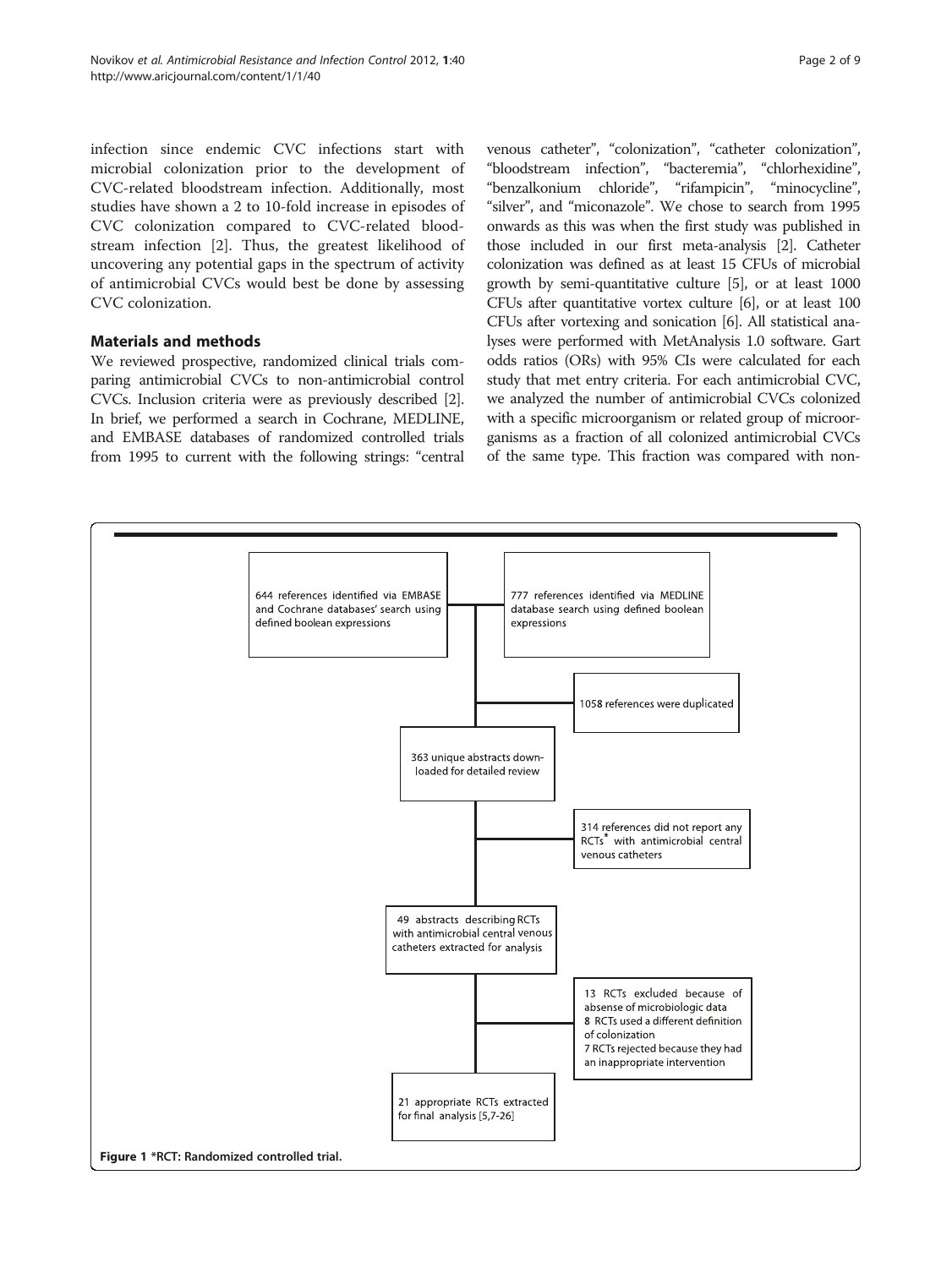infection since endemic CVC infections start with microbial colonization prior to the development of CVC-related bloodstream infection. Additionally, most studies have shown a 2 to 10-fold increase in episodes of CVC colonization compared to CVC-related bloodstream infection [2]. Thus, the greatest likelihood of uncovering any potential gaps in the spectrum of activity of antimicrobial CVCs would best be done by assessing CVC colonization.

## Materials and methods

We reviewed prospective, randomized clinical trials comparing antimicrobial CVCs to non-antimicrobial control CVCs. Inclusion criteria were as previously described [2]. In brief, we performed a search in Cochrane, MEDLINE, and EMBASE databases of randomized controlled trials from 1995 to current with the following strings: "central venous catheter", "colonization", "catheter colonization", "bloodstream infection", "bacteremia", "chlorhexidine", "benzalkonium chloride", "rifampicin", "minocycline", "silver", and "miconazole". We chose to search from 1995 onwards as this was when the first study was published in those included in our first meta-analysis [2]. Catheter colonization was defined as at least 15 CFUs of microbial growth by semi-quantitative culture [5], or at least 1000 CFUs after quantitative vortex culture [6], or at least 100 CFUs after vortexing and sonication [6]. All statistical analyses were performed with MetAnalysis 1.0 software. Gart odds ratios (ORs) with 95% CIs were calculated for each study that met entry criteria. For each antimicrobial CVC, we analyzed the number of antimicrobial CVCs colonized with a specific microorganism or related group of microorganisms as a fraction of all colonized antimicrobial CVCs of the same type. This fraction was compared with non-

644 references identified via EMBASE and Cochrane databases' search using defined boolean expressions

777 references identified via MEDLINE database search using defined boolean expressions

1058 references were duplicated

363 unique abstracts downloaded for detailed review

314 references did not report any RCTs* with antimicrobial central venous catheters

49 abstracts describing RCTs with antimicrobial central venous catheters extracted for analysis

13 RCTs excluded because of absense of microbiologic data
8 RCTs used a different definition of colonization
7 RCTs rejected because they had an inappropriate intervention

21 appropriate RCTs extracted for final analysis [5,7-26]

**Figure 1** *RCT: Randomized controlled trial.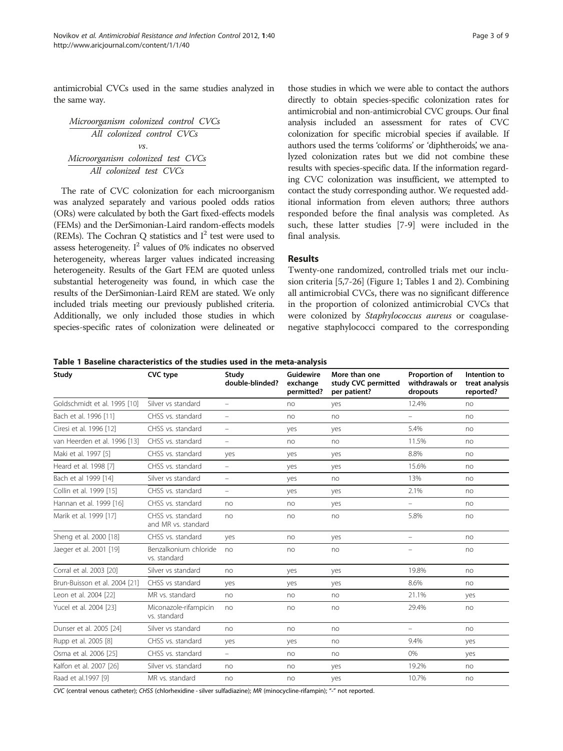antimicrobial CVCs used in the same studies analyzed in the same way.

$$\frac{\textit{Microorganism colonized control CVCs}}{\textit{All colonized control CVCs}}$$

$$vs.$$

$$\frac{\textit{Microorganism colonized test CVCs}}{\textit{All colonized test CVCs}}$$

The rate of CVC colonization for each microorganism was analyzed separately and various pooled odds ratios (ORs) were calculated by both the Gart fixed-effects models (FEMs) and the DerSimonian-Laird random-effects models (REMs). The Cochran Q statistics and $I^2$ test were used to assess heterogeneity. $I^2$ values of 0% indicates no observed heterogeneity, whereas larger values indicated increasing heterogeneity. Results of the Gart FEM are quoted unless substantial heterogeneity was found, in which case the results of the DerSimonian-Laird REM are stated. We only included trials meeting our previously published criteria. Additionally, we only included those studies in which species-specific rates of colonization were delineated or those studies in which we were able to contact the authors directly to obtain species-specific colonization rates for antimicrobial and non-antimicrobial CVC groups. Our final analysis included an assessment for rates of CVC colonization for specific microbial species if available. If authors used the terms 'coliforms' or 'diphtheroids', we analyzed colonization rates but we did not combine these results with species-specific data. If the information regarding CVC colonization was insufficient, we attempted to contact the study corresponding author. We requested additional information from eleven authors; three authors responded before the final analysis was completed. As such, these latter studies [7-9] were included in the final analysis.

## Results

Twenty-one randomized, controlled trials met our inclusion criteria [5,7-26] (Figure 1; Tables 1 and 2). Combining all antimicrobial CVCs, there was no significant difference in the proportion of colonized antimicrobial CVCs that were colonized by *Staphylococcus aureus* or coagulase-negative staphylococci compared to the corresponding

**Table 1 Baseline characteristics of the studies used in the meta-analysis**

| Study | CVC type | Study double-blinded? | Guidewire exchange permitted? | More than one study CVC permitted per patient? | Proportion of withdrawals or dropouts | Intention to treat analysis reported? |
|---|---|---|---|---|---|---|
| Goldschmidt et al. 1995 [10] | Silver vs standard | – | no | yes | 12.4% | no |
| Bach et al. 1996 [11] | CHSS vs. standard | – | no | no | – | no |
| Ciresi et al. 1996 [12] | CHSS vs. standard | – | yes | yes | 5.4% | no |
| van Heerden et al. 1996 [13] | CHSS vs. standard | – | no | no | 11.5% | no |
| Maki et al. 1997 [5] | CHSS vs. standard | yes | yes | yes | 8.8% | no |
| Heard et al. 1998 [7] | CHSS vs. standard | – | yes | yes | 15.6% | no |
| Bach et al 1999 [14] | Silver vs standard | – | yes | no | 13% | no |
| Collin et al. 1999 [15] | CHSS vs. standard | – | yes | yes | 2.1% | no |
| Hannan et al. 1999 [16] | CHSS vs. standard | no | no | yes | – | no |
| Marik et al. 1999 [17] | CHSS vs. standard and MR vs. standard | no | no | no | 5.8% | no |
| Sheng et al. 2000 [18] | CHSS vs. standard | yes | no | yes | – | no |
| Jaeger et al. 2001 [19] | Benzalkonium chloride vs. standard | no | no | no | – | no |
| Corral et al. 2003 [20] | Silver vs standard | no | yes | yes | 19.8% | no |
| Brun-Buisson et al. 2004 [21] | CHSS vs standard | yes | yes | yes | 8.6% | no |
| Leon et al. 2004 [22] | MR vs. standard | no | no | no | 21.1% | yes |
| Yucel et al. 2004 [23] | Miconazole-rifampicin vs. standard | no | no | no | 29.4% | no |
| Dunser et al. 2005 [24] | Silver vs standard | no | no | no | – | no |
| Rupp et al. 2005 [8] | CHSS vs. standard | yes | yes | no | 9.4% | yes |
| Osma et al. 2006 [25] | CHSS vs. standard | – | no | no | 0% | yes |
| Kalfon et al. 2007 [26] | Silver vs. standard | no | no | yes | 19.2% | no |
| Raad et al.1997 [9] | MR vs. standard | no | no | yes | 10.7% | no |

*CVC* (central venous catheter); *CHSS* (chlorhexidine - silver sulfadiazine); *MR* (minocycline-rifampin); "-" not reported.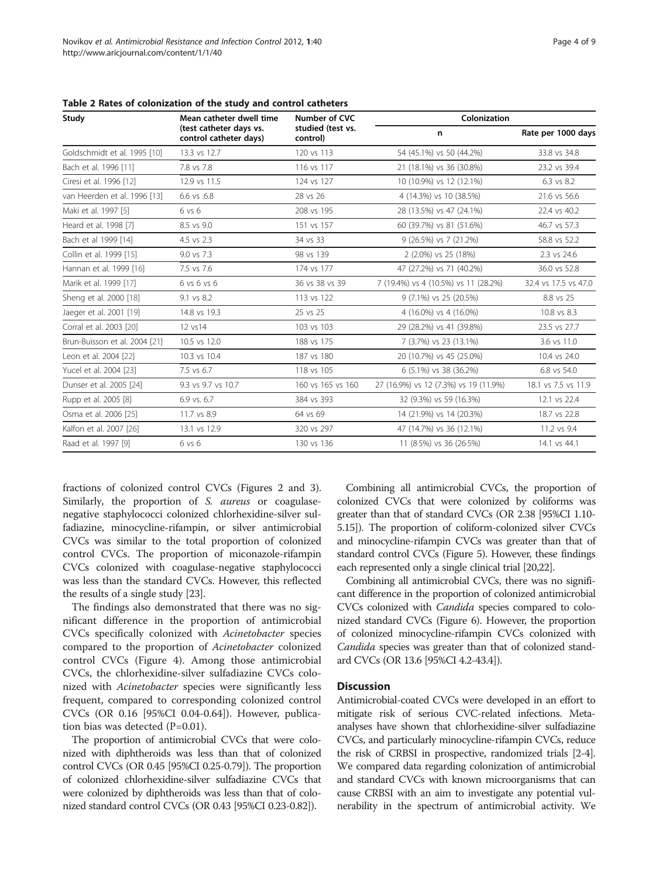**Table 2 Rates of colonization of the study and control catheters**

| Study | Mean catheter dwell time (test catheter days vs. control catheter days) | Number of CVC studied (test vs. control) | Colonization | |
|---|---|---|---|---|
| | | | n | Rate per 1000 days |
| Goldschmidt et al. 1995 [10] | 13.3 vs 12.7 | 120 vs 113 | 54 (45.1%) vs 50 (44.2%) | 33.8 vs 34.8 |
| Bach et al. 1996 [11] | 7.8 vs 7.8 | 116 vs 117 | 21 (18.1%) vs 36 (30.8%) | 23.2 vs 39.4 |
| Ciresi et al. 1996 [12] | 12.9 vs 11.5 | 124 vs 127 | 10 (10.9%) vs 12 (12.1%) | 6.3 vs 8.2 |
| van Heerden et al. 1996 [13] | 6.6 vs .6.8 | 28 vs 26 | 4 (14.3%) vs 10 (38.5%) | 21.6 vs 56.6 |
| Maki et al. 1997 [5] | 6 vs 6 | 208 vs 195 | 28 (13.5%) vs 47 (24.1%) | 22.4 vs 40.2 |
| Heard et al. 1998 [7] | 8.5 vs 9.0 | 151 vs 157 | 60 (39.7%) vs 81 (51.6%) | 46.7 vs 57.3 |
| Bach et al 1999 [14] | 4.5 vs 2.3 | 34 vs 33 | 9 (26.5%) vs 7 (21.2%) | 58.8 vs 52.2 |
| Collin et al. 1999 [15] | 9.0 vs 7.3 | 98 vs 139 | 2 (2.0%) vs 25 (18%) | 2.3 vs 24.6 |
| Hannan et al. 1999 [16] | 7.5 vs 7.6 | 174 vs 177 | 47 (27.2%) vs 71 (40.2%) | 36.0 vs 52.8 |
| Marik et al. 1999 [17] | 6 vs 6 vs 6 | 36 vs 38 vs 39 | 7 (19.4%) vs 4 (10.5%) vs 11 (28.2%) | 32.4 vs 17.5 vs 47.0 |
| Sheng et al. 2000 [18] | 9.1 vs 8.2 | 113 vs 122 | 9 (7.1%) vs 25 (20.5%) | 8.8 vs 25 |
| Jaeger et al. 2001 [19] | 14.8 vs 19.3 | 25 vs 25 | 4 (16.0%) vs 4 (16.0%) | 10.8 vs 8.3 |
| Corral et al. 2003 [20] | 12 vs14 | 103 vs 103 | 29 (28.2%) vs 41 (39.8%) | 23.5 vs 27.7 |
| Brun-Buisson et al. 2004 [21] | 10.5 vs 12.0 | 188 vs 175 | 7 (3.7%) vs 23 (13.1%) | 3.6 vs 11.0 |
| Leon et al. 2004 [22] | 10.3 vs 10.4 | 187 vs 180 | 20 (10.7%) vs 45 (25.0%) | 10.4 vs 24.0 |
| Yucel et al. 2004 [23] | 7.5 vs 6.7 | 118 vs 105 | 6 (5.1%) vs 38 (36.2%) | 6.8 vs 54.0 |
| Dunser et al. 2005 [24] | 9.3 vs 9.7 vs 10.7 | 160 vs 165 vs 160 | 27 (16.9%) vs 12 (7.3%) vs 19 (11.9%) | 18.1 vs 7.5 vs 11.9 |
| Rupp et al. 2005 [8] | 6.9 vs. 6.7 | 384 vs 393 | 32 (9.3%) vs 59 (16.3%) | 12.1 vs 22.4 |
| Osma et al. 2006 [25] | 11.7 vs 8.9 | 64 vs 69 | 14 (21.9%) vs 14 (20.3%) | 18.7 vs 22.8 |
| Kalfon et al. 2007 [26] | 13.1 vs 12.9 | 320 vs 297 | 47 (14.7%) vs 36 (12.1%) | 11.2 vs 9.4 |
| Raad et al. 1997 [9] | 6 vs 6 | 130 vs 136 | 11 (8·5%) vs 36 (26·5%) | 14.1 vs 44.1 |

fractions of colonized control CVCs (Figures 2 and 3). Similarly, the proportion of *S. aureus* or coagulase-negative staphylococci colonized chlorhexidine-silver sulfadiazine, minocycline-rifampin, or silver antimicrobial CVCs was similar to the total proportion of colonized control CVCs. The proportion of miconazole-rifampin CVCs colonized with coagulase-negative staphylococci was less than the standard CVCs. However, this reflected the results of a single study [23].

The findings also demonstrated that there was no significant difference in the proportion of antimicrobial CVCs specifically colonized with *Acinetobacter* species compared to the proportion of *Acinetobacter* colonized control CVCs (Figure 4). Among those antimicrobial CVCs, the chlorhexidine-silver sulfadiazine CVCs colonized with *Acinetobacter* species were significantly less frequent, compared to corresponding colonized control CVCs (OR 0.16 [95%CI 0.04-0.64]). However, publication bias was detected (P=0.01).

The proportion of antimicrobial CVCs that were colonized with diphtheroids was less than that of colonized control CVCs (OR 0.45 [95%CI 0.25-0.79]). The proportion of colonized chlorhexidine-silver sulfadiazine CVCs that were colonized by diphtheroids was less than that of colonized standard control CVCs (OR 0.43 [95%CI 0.23-0.82]).

Combining all antimicrobial CVCs, the proportion of colonized CVCs that were colonized by coliforms was greater than that of standard CVCs (OR 2.38 [95%CI 1.10-5.15]). The proportion of coliform-colonized silver CVCs and minocycline-rifampin CVCs was greater than that of standard control CVCs (Figure 5). However, these findings each represented only a single clinical trial [20,22].

Combining all antimicrobial CVCs, there was no significant difference in the proportion of colonized antimicrobial CVCs colonized with *Candida* species compared to colonized standard CVCs (Figure 6). However, the proportion of colonized minocycline-rifampin CVCs colonized with *Candida* species was greater than that of colonized standard CVCs (OR 13.6 [95%CI 4.2-43.4]).

## Discussion

Antimicrobial-coated CVCs were developed in an effort to mitigate risk of serious CVC-related infections. Meta-analyses have shown that chlorhexidine-silver sulfadiazine CVCs, and particularly minocycline-rifampin CVCs, reduce the risk of CRBSI in prospective, randomized trials [2-4]. We compared data regarding colonization of antimicrobial and standard CVCs with known microorganisms that can cause CRBSI with an aim to investigate any potential vulnerability in the spectrum of antimicrobial activity. We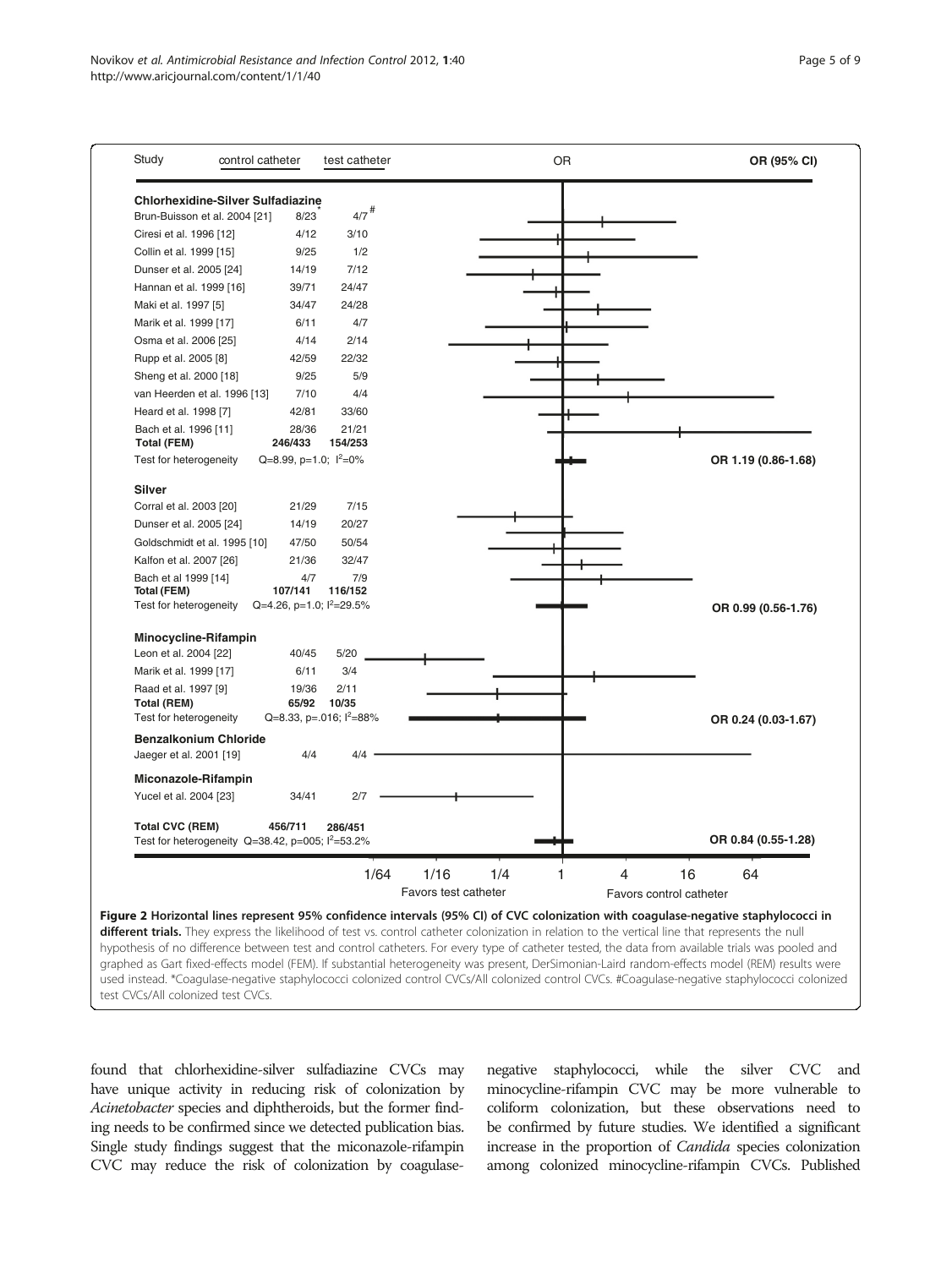| Study | control catheter | test catheter | OR (95% CI) |
|---|---|---|---|
| **Chlorhexidine-Silver Sulfadiazine** | | | |
| Brun-Buisson et al. 2004 [21] | 8/23* | 4/7# | |
| Ciresi et al. 1996 [12] | 4/12 | 3/10 | |
| Collin et al. 1999 [15] | 9/25 | 1/2 | |
| Dunser et al. 2005 [24] | 14/19 | 7/12 | |
| Hannan et al. 1999 [16] | 39/71 | 24/47 | |
| Maki et al. 1997 [5] | 34/47 | 24/28 | |
| Marik et al. 1999 [17] | 6/11 | 4/7 | |
| Osma et al. 2006 [25] | 4/14 | 2/14 | |
| Rupp et al. 2005 [8] | 42/59 | 22/32 | |
| Sheng et al. 2000 [18] | 9/25 | 5/9 | |
| van Heerden et al. 1996 [13] | 7/10 | 4/4 | |
| Heard et al. 1998 [7] | 42/81 | 33/60 | |
| Bach et al. 1996 [11] | 28/36 | 21/21 | |
| **Total (FEM)** | **246/433** | **154/253** | |
| Test for heterogeneity | Q=8.99, p=1.0; $I^2$=0% | | **OR 1.19 (0.86-1.68)** |
| **Silver** | | | |
| Corral et al. 2003 [20] | 21/29 | 7/15 | |
| Dunser et al. 2005 [24] | 14/19 | 20/27 | |
| Goldschmidt et al. 1995 [10] | 47/50 | 50/54 | |
| Kalfon et al. 2007 [26] | 21/36 | 32/47 | |
| Bach et al 1999 [14] | 4/7 | 7/9 | |
| **Total (FEM)** | **107/141** | **116/152** | |
| Test for heterogeneity | Q=4.26, p=1.0; $I^2$=29.5% | | **OR 0.99 (0.56-1.76)** |
| **Minocycline-Rifampin** | | | |
| Leon et al. 2004 [22] | 40/45 | 5/20 | |
| Marik et al. 1999 [17] | 6/11 | 3/4 | |
| Raad et al. 1997 [9] | 19/36 | 2/11 | |
| **Total (REM)** | **65/92** | **10/35** | |
| Test for heterogeneity | Q=8.33, p=.016; $I^2$=88% | | **OR 0.24 (0.03-1.67)** |
| **Benzalkonium Chloride** | | | |
| Jaeger et al. 2001 [19] | 4/4 | 4/4 | |
| **Miconazole-Rifampin** | | | |
| Yucel et al. 2004 [23] | 34/41 | 2/7 | |
| **Total CVC (REM)** | **456/711** | **286/451** | |
| Test for heterogeneity | Q=38.42, p=005; $I^2$=53.2% | | **OR 0.84 (0.55-1.28)** |

OR axis: 1/64, 1/16, 1/4, 1, 4, 16, 64 — Favors test catheter / Favors control catheter

**Figure 2 Horizontal lines represent 95% confidence intervals (95% CI) of CVC colonization with coagulase-negative staphylococci in different trials.** They express the likelihood of test vs. control catheter colonization in relation to the vertical line that represents the null hypothesis of no difference between test and control catheters. For every type of catheter tested, the data from available trials was pooled and graphed as Gart fixed-effects model (FEM). If substantial heterogeneity was present, DerSimonian-Laird random-effects model (REM) results were used instead. *Coagulase-negative staphylococci colonized control CVCs/All colonized control CVCs. #Coagulase-negative staphylococci colonized test CVCs/All colonized test CVCs.

found that chlorhexidine-silver sulfadiazine CVCs may have unique activity in reducing risk of colonization by *Acinetobacter* species and diphtheroids, but the former finding needs to be confirmed since we detected publication bias. Single study findings suggest that the miconazole-rifampin CVC may reduce the risk of colonization by coagulase-negative staphylococci, while the silver CVC and minocycline-rifampin CVC may be more vulnerable to coliform colonization, but these observations need to be confirmed by future studies. We identified a significant increase in the proportion of *Candida* species colonization among colonized minocycline-rifampin CVCs. Published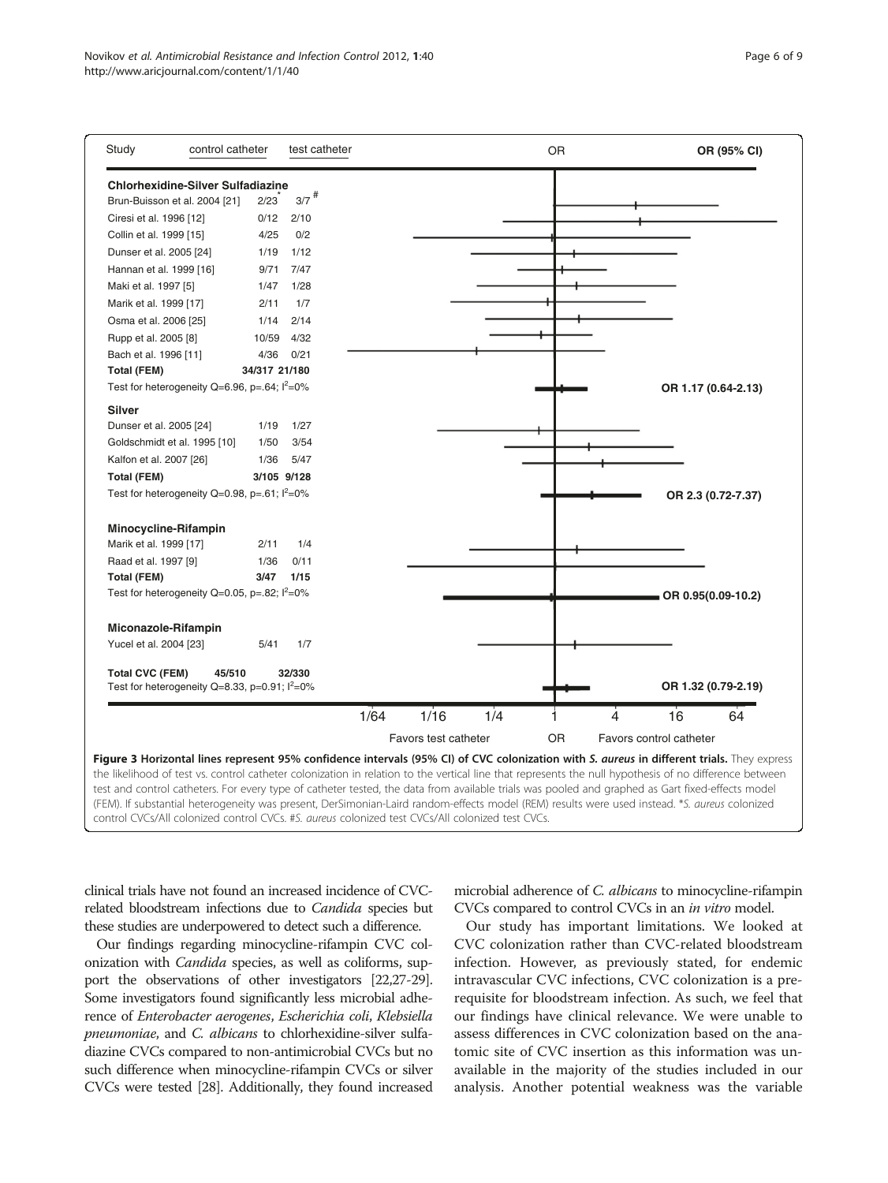| Study | control catheter | test catheter | OR (95% CI) |
|---|---|---|---|
| **Chlorhexidine-Silver Sulfadiazine** | | | |
| Brun-Buisson et al. 2004 [21] | 2/23* | 3/7# | |
| Ciresi et al. 1996 [12] | 0/12 | 2/10 | |
| Collin et al. 1999 [15] | 4/25 | 0/2 | |
| Dunser et al. 2005 [24] | 1/19 | 1/12 | |
| Hannan et al. 1999 [16] | 9/71 | 7/47 | |
| Maki et al. 1997 [5] | 1/47 | 1/28 | |
| Marik et al. 1999 [17] | 2/11 | 1/7 | |
| Osma et al. 2006 [25] | 1/14 | 2/14 | |
| Rupp et al. 2005 [8] | 10/59 | 4/32 | |
| Bach et al. 1996 [11] | 4/36 | 0/21 | |
| **Total (FEM)** | 34/317 | 21/180 | **OR 1.17 (0.64-2.13)** |
| Test for heterogeneity Q=6.96, p=.64; $I^2$=0% | | | |
| **Silver** | | | |
| Dunser et al. 2005 [24] | 1/19 | 1/27 | |
| Goldschmidt et al. 1995 [10] | 1/50 | 3/54 | |
| Kalfon et al. 2007 [26] | 1/36 | 5/47 | |
| **Total (FEM)** | 3/105 | 9/128 | **OR 2.3 (0.72-7.37)** |
| Test for heterogeneity Q=0.98, p=.61; $I^2$=0% | | | |
| **Minocycline-Rifampin** | | | |
| Marik et al. 1999 [17] | 2/11 | 1/4 | |
| Raad et al. 1997 [9] | 1/36 | 0/11 | |
| **Total (FEM)** | 3/47 | 1/15 | **OR 0.95(0.09-10.2)** |
| Test for heterogeneity Q=0.05, p=.82; $I^2$=0% | | | |
| **Miconazole-Rifampin** | | | |
| Yucel et al. 2004 [23] | 5/41 | 1/7 | |
| **Total CVC (FEM)** | 45/510 | 32/330 | **OR 1.32 (0.79-2.19)** |
| Test for heterogeneity Q=8.33, p=0.91; $I^2$=0% | | | |

OR axis: 1/64, 1/16, 1/4, 1, 4, 16, 64 — Favors test catheter / Favors control catheter

**Figure 3 Horizontal lines represent 95% confidence intervals (95% CI) of CVC colonization with *S. aureus* in different trials.** They express the likelihood of test vs. control catheter colonization in relation to the vertical line that represents the null hypothesis of no difference between test and control catheters. For every type of catheter tested, the data from available trials was pooled and graphed as Gart fixed-effects model (FEM). If substantial heterogeneity was present, DerSimonian-Laird random-effects model (REM) results were used instead. *S. aureus colonized control CVCs/All colonized control CVCs. #S. aureus colonized test CVCs/All colonized test CVCs.

clinical trials have not found an increased incidence of CVC-related bloodstream infections due to *Candida* species but these studies are underpowered to detect such a difference.

Our findings regarding minocycline-rifampin CVC colonization with *Candida* species, as well as coliforms, support the observations of other investigators [22,27-29]. Some investigators found significantly less microbial adherence of *Enterobacter aerogenes*, *Escherichia coli*, *Klebsiella pneumoniae*, and *C. albicans* to chlorhexidine-silver sulfadiazine CVCs compared to non-antimicrobial CVCs but no such difference when minocycline-rifampin CVCs or silver CVCs were tested [28]. Additionally, they found increased microbial adherence of *C. albicans* to minocycline-rifampin CVCs compared to control CVCs in an *in vitro* model.

Our study has important limitations. We looked at CVC colonization rather than CVC-related bloodstream infection. However, as previously stated, for endemic intravascular CVC infections, CVC colonization is a prerequisite for bloodstream infection. As such, we feel that our findings have clinical relevance. We were unable to assess differences in CVC colonization based on the anatomic site of CVC insertion as this information was unavailable in the majority of the studies included in our analysis. Another potential weakness was the variable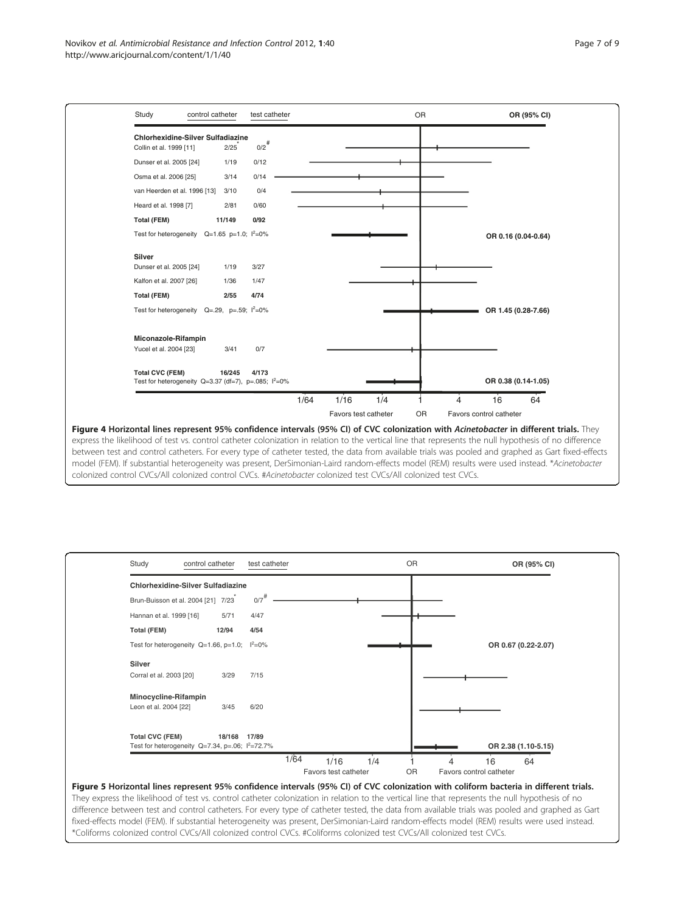| Study | control catheter | test catheter | OR (95% CI) |
|---|---|---|---|
| **Chlorhexidine-Silver Sulfadiazine** | | | |
| Collin et al. 1999 [11] | 2/25* | 0/2# | |
| Dunser et al. 2005 [24] | 1/19 | 0/12 | |
| Osma et al. 2006 [25] | 3/14 | 0/14 | |
| van Heerden et al. 1996 [13] | 3/10 | 0/4 | |
| Heard et al. 1998 [7] | 2/81 | 0/60 | |
| **Total (FEM)** | **11/149** | **0/92** | |
| Test for heterogeneity Q=1.65 p=1.0; $I^2$=0% | | | **OR 0.16 (0.04-0.64)** |
| **Silver** | | | |
| Dunser et al. 2005 [24] | 1/19 | 3/27 | |
| Kalfon et al. 2007 [26] | 1/36 | 1/47 | |
| **Total (FEM)** | **2/55** | **4/74** | |
| Test for heterogeneity Q=.29, p=.59; $I^2$=0% | | | **OR 1.45 (0.28-7.66)** |
| **Miconazole-Rifampin** | | | |
| Yucel et al. 2004 [23] | 3/41 | 0/7 | |
| **Total CVC (FEM)** | **16/245** | **4/173** | |
| Test for heterogeneity Q=3.37 (df=7), p=.085; $I^2$=0% | | | **OR 0.38 (0.14-1.05)** |

OR axis: 1/64, 1/16, 1/4, 1, 4, 16, 64 — Favors test catheter / Favors control catheter

**Figure 4 Horizontal lines represent 95% confidence intervals (95% CI) of CVC colonization with *Acinetobacter* in different trials.** They express the likelihood of test vs. control catheter colonization in relation to the vertical line that represents the null hypothesis of no difference between test and control catheters. For every type of catheter tested, the data from available trials was pooled and graphed as Gart fixed-effects model (FEM). If substantial heterogeneity was present, DerSimonian-Laird random-effects model (REM) results were used instead. \**Acinetobacter* colonized control CVCs/All colonized control CVCs. #*Acinetobacter* colonized test CVCs/All colonized test CVCs.

| Study | control catheter | test catheter | OR (95% CI) |
|---|---|---|---|
| **Chlorhexidine-Silver Sulfadiazine** | | | |
| Brun-Buisson et al. 2004 [21] | 7/23* | 0/7# | |
| Hannan et al. 1999 [16] | 5/71 | 4/47 | |
| **Total (FEM)** | **12/94** | **4/54** | |
| Test for heterogeneity Q=1.66, p=1.0; $I^2$=0% | | | **OR 0.67 (0.22-2.07)** |
| **Silver** | | | |
| Corral et al. 2003 [20] | 3/29 | 7/15 | |
| **Minocycline-Rifampin** | | | |
| Leon et al. 2004 [22] | 3/45 | 6/20 | |
| **Total CVC (FEM)** | **18/168** | **17/89** | |
| Test for heterogeneity Q=7.34, p=.06; $I^2$=72.7% | | | **OR 2.38 (1.10-5.15)** |

OR axis: 1/64, 1/16, 1/4, 1, 4, 16, 64 — Favors test catheter / Favors control catheter

**Figure 5 Horizontal lines represent 95% confidence intervals (95% CI) of CVC colonization with coliform bacteria in different trials.** They express the likelihood of test vs. control catheter colonization in relation to the vertical line that represents the null hypothesis of no difference between test and control catheters. For every type of catheter tested, the data from available trials was pooled and graphed as Gart fixed-effects model (FEM). If substantial heterogeneity was present, DerSimonian-Laird random-effects model (REM) results were used instead. \*Coliforms colonized control CVCs/All colonized control CVCs. #Coliforms colonized test CVCs/All colonized test CVCs.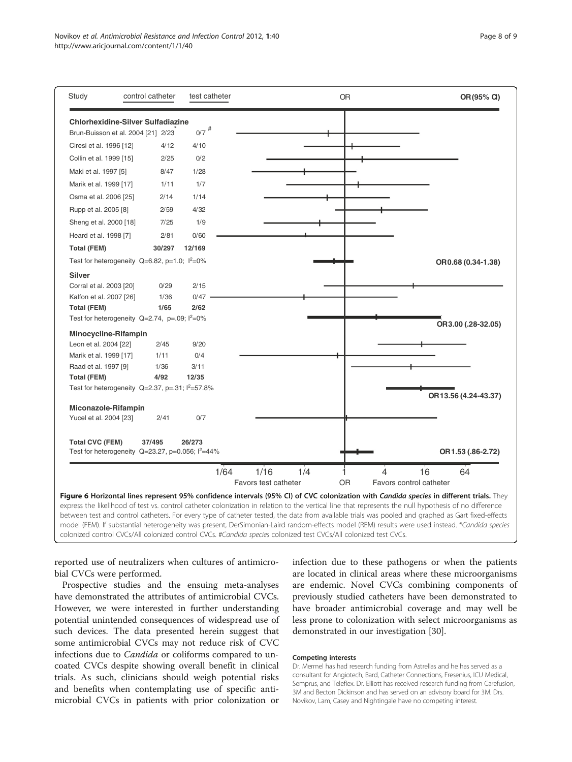| Study | control catheter | test catheter | OR (95% CI) |
|---|---|---|---|
| **Chlorhexidine-Silver Sulfadiazine** | | | |
| Brun-Buisson et al. 2004 [21] | 2/23* | 0/7 # | |
| Ciresi et al. 1996 [12] | 4/12 | 4/10 | |
| Collin et al. 1999 [15] | 2/25 | 0/2 | |
| Maki et al. 1997 [5] | 8/47 | 1/28 | |
| Marik et al. 1999 [17] | 1/11 | 1/7 | |
| Osma et al. 2006 [25] | 2/14 | 1/14 | |
| Rupp et al. 2005 [8] | 2/59 | 4/32 | |
| Sheng et al. 2000 [18] | 7/25 | 1/9 | |
| Heard et al. 1998 [7] | 2/81 | 0/60 | |
| **Total (FEM)** | **30/297** | **12/169** | |
| Test for heterogeneity Q=6.82, p=1.0; $I^2$=0% | | | **OR 0.68 (0.34-1.38)** |
| **Silver** | | | |
| Corral et al. 2003 [20] | 0/29 | 2/15 | |
| Kalfon et al. 2007 [26] | 1/36 | 0/47 | |
| **Total (FEM)** | **1/65** | **2/62** | |
| Test for heterogeneity Q=2.74, p=.09; $I^2$=0% | | | **OR 3.00 (.28-32.05)** |
| **Minocycline-Rifampin** | | | |
| Leon et al. 2004 [22] | 2/45 | 9/20 | |
| Marik et al. 1999 [17] | 1/11 | 0/4 | |
| Raad et al. 1997 [9] | 1/36 | 3/11 | |
| **Total (FEM)** | **4/92** | **12/35** | |
| Test for heterogeneity Q=2.37, p=.31; $I^2$=57.8% | | | **OR 13.56 (4.24-43.37)** |
| **Miconazole-Rifampin** | | | |
| Yucel et al. 2004 [23] | 2/41 | 0/7 | |
| **Total CVC (FEM)** | **37/495** | **26/273** | |
| Test for heterogeneity Q=23.27, p=0.056; $I^2$=44% | | | **OR 1.53 (.86-2.72)** |

OR axis: 1/64, 1/16, 1/4, 1, 4, 16, 64 — Favors test catheter | Favors control catheter

**Figure 6 Horizontal lines represent 95% confidence intervals (95% CI) of CVC colonization with *Candida species* in different trials.** They express the likelihood of test vs. control catheter colonization in relation to the vertical line that represents the null hypothesis of no difference between test and control catheters. For every type of catheter tested, the data from available trials was pooled and graphed as Gart fixed-effects model (FEM). If substantial heterogeneity was present, DerSimonian-Laird random-effects model (REM) results were used instead. **Candida species* colonized control CVCs/All colonized control CVCs. #*Candida species* colonized test CVCs/All colonized test CVCs.

reported use of neutralizers when cultures of antimicrobial CVCs were performed.

Prospective studies and the ensuing meta-analyses have demonstrated the attributes of antimicrobial CVCs. However, we were interested in further understanding potential unintended consequences of widespread use of such devices. The data presented herein suggest that some antimicrobial CVCs may not reduce risk of CVC infections due to *Candida* or coliforms compared to uncoated CVCs despite showing overall benefit in clinical trials. As such, clinicians should weigh potential risks and benefits when contemplating use of specific antimicrobial CVCs in patients with prior colonization or infection due to these pathogens or when the patients are located in clinical areas where these microorganisms are endemic. Novel CVCs combining components of previously studied catheters have been demonstrated to have broader antimicrobial coverage and may well be less prone to colonization with select microorganisms as demonstrated in our investigation [30].

#### Competing interests

Dr. Mermel has had research funding from Astrellas and he has served as a consultant for Angiotech, Bard, Catheter Connections, Fresenius, ICU Medical, Semprus, and Teleflex. Dr. Elliott has received research funding from Carefusion, 3M and Becton Dickinson and has served on an advisory board for 3M. Drs. Novikov, Lam, Casey and Nightingale have no competing interest.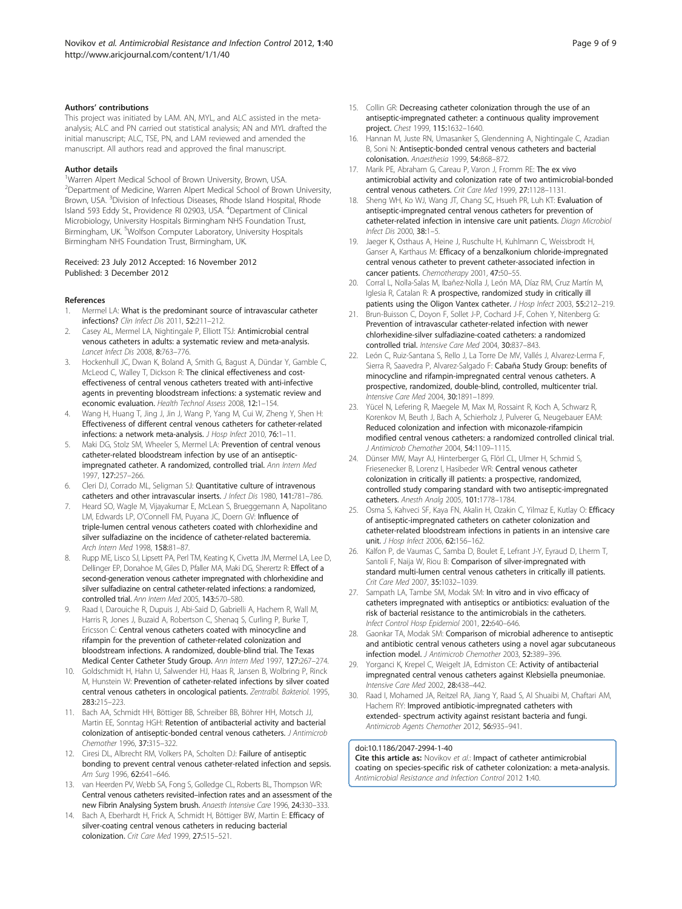### Authors' contributions

This project was initiated by LAM. AN, MYL, and ALC assisted in the meta-analysis; ALC and PN carried out statistical analysis; AN and MYL drafted the initial manuscript; ALC, TSE, PN, and LAM reviewed and amended the manuscript. All authors read and approved the final manuscript.

### Author details

[1]Warren Alpert Medical School of Brown University, Brown, USA. [2]Department of Medicine, Warren Alpert Medical School of Brown University, Brown, USA. [3]Division of Infectious Diseases, Rhode Island Hospital, Rhode Island 593 Eddy St., Providence RI 02903, USA. [4]Department of Clinical Microbiology, University Hospitals Birmingham NHS Foundation Trust, Birmingham, UK. [5]Wolfson Computer Laboratory, University Hospitals Birmingham NHS Foundation Trust, Birmingham, UK.

Received: 23 July 2012 Accepted: 16 November 2012
Published: 3 December 2012

### References

1. Mermel LA: **What is the predominant source of intravascular catheter infections?** *Clin Infect Dis* 2011, **52:**211–212.
2. Casey AL, Mermel LA, Nightingale P, Elliott TSJ: **Antimicrobial central venous catheters in adults: a systematic review and meta-analysis.** *Lancet Infect Dis* 2008, **8:**763–776.
3. Hockenhull JC, Dwan K, Boland A, Smith G, Bagust A, Dündar Y, Gamble C, McLeod C, Walley T, Dickson R: **The clinical effectiveness and cost-effectiveness of central venous catheters treated with anti-infective agents in preventing bloodstream infections: a systematic review and economic evaluation.** *Health Technol Assess* 2008, **12:**1–154.
4. Wang H, Huang T, Jing J, Jin J, Wang P, Yang M, Cui W, Zheng Y, Shen H: **Effectiveness of different central venous catheters for catheter-related infections: a network meta-analysis.** *J Hosp Infect* 2010, **76:**1–11.
5. Maki DG, Stolz SM, Wheeler S, Mermel LA: **Prevention of central venous catheter-related bloodstream infection by use of an antiseptic-impregnated catheter. A randomized, controlled trial.** *Ann Intern Med* 1997, **127:**257–266.
6. Cleri DJ, Corrado ML, Seligman SJ: **Quantitative culture of intravenous catheters and other intravascular inserts.** *J Infect Dis* 1980, **141:**781–786.
7. Heard SO, Wagle M, Vijayakumar E, McLean S, Brueggemann A, Napolitano LM, Edwards LP, O'Connell FM, Puyana JC, Doern GV: **Influence of triple-lumen central venous catheters coated with chlorhexidine and silver sulfadiazine on the incidence of catheter-related bacteremia.** *Arch Intern Med* 1998, **158:**81–87.
8. Rupp ME, Lisco SJ, Lipsett PA, Perl TM, Keating K, Civetta JM, Mermel LA, Lee D, Dellinger EP, Donahoe M, Giles D, Pfaller MA, Maki DG, Sherertz R: **Effect of a second-generation venous catheter impregnated with chlorhexidine and silver sulfadiazine on central catheter-related infections: a randomized, controlled trial.** *Ann Intern Med* 2005, **143:**570–580.
9. Raad I, Darouiche R, Dupuis J, Abi-Said D, Gabrielli A, Hachem R, Wall M, Harris R, Jones J, Buzaid A, Robertson C, Shenaq S, Curling P, Burke T, Ericsson C: **Central venous catheters coated with minocycline and rifampin for the prevention of catheter-related colonization and bloodstream infections. A randomized, double-blind trial. The Texas Medical Center Catheter Study Group.** *Ann Intern Med* 1997, **127:**267–274.
10. Goldschmidt H, Hahn U, Salwender HJ, Haas R, Jansen B, Wolbring P, Rinck M, Hunstein W: **Prevention of catheter-related infections by silver coated central venous catheters in oncological patients.** *Zentralbl. Bakteriol.* 1995, **283:**215–223.
11. Bach AA, Schmidt HH, Böttiger BB, Schreiber BB, Böhrer HH, Motsch JJ, Martin EE, Sonntag HGH: **Retention of antibacterial activity and bacterial colonization of antiseptic-bonded central venous catheters.** *J Antimicrob Chemother* 1996, **37:**315–322.
12. Ciresi DL, Albrecht RM, Volkers PA, Scholten DJ: **Failure of antiseptic bonding to prevent central venous catheter-related infection and sepsis.** *Am Surg* 1996, **62:**641–646.
13. van Heerden PV, Webb SA, Fong S, Golledge CL, Roberts BL, Thompson WR: **Central venous catheters revisited–infection rates and an assessment of the new Fibrin Analysing System brush.** *Anaesth Intensive Care* 1996, **24:**330–333.
14. Bach A, Eberhardt H, Frick A, Schmidt H, Böttiger BW, Martin E: **Efficacy of silver-coating central venous catheters in reducing bacterial colonization.** *Crit Care Med* 1999, **27:**515–521.
15. Collin GR: **Decreasing catheter colonization through the use of an antiseptic-impregnated catheter: a continuous quality improvement project.** *Chest* 1999, **115:**1632–1640.
16. Hannan M, Juste RN, Umasanker S, Glendenning A, Nightingale C, Azadian B, Soni N: **Antiseptic-bonded central venous catheters and bacterial colonisation.** *Anaesthesia* 1999, **54:**868–872.
17. Marik PE, Abraham G, Careau P, Varon J, Fromm RE: **The ex vivo antimicrobial activity and colonization rate of two antimicrobial-bonded central venous catheters.** *Crit Care Med* 1999, **27:**1128–1131.
18. Sheng WH, Ko WJ, Wang JT, Chang SC, Hsueh PR, Luh KT: **Evaluation of antiseptic-impregnated central venous catheters for prevention of catheter-related infection in intensive care unit patients.** *Diagn Microbiol Infect Dis* 2000, **38:**1–5.
19. Jaeger K, Osthaus A, Heine J, Ruschulte H, Kuhlmann C, Weissbrodt H, Ganser A, Karthaus M: **Efficacy of a benzalkonium chloride-impregnated central venous catheter to prevent catheter-associated infection in cancer patients.** *Chemotherapy* 2001, **47:**50–55.
20. Corral L, Nolla-Salas M, Ibañez-Nolla J, León MA, Díaz RM, Cruz Martín M, Iglesia R, Catalan R: **A prospective, randomized study in critically ill patients using the Oligon Vantex catheter.** *J Hosp Infect* 2003, **55:**212–219.
21. Brun-Buisson C, Doyon F, Sollet J-P, Cochard J-F, Cohen Y, Nitenberg G: **Prevention of intravascular catheter-related infection with newer chlorhexidine-silver sulfadiazine-coated catheters: a randomized controlled trial.** *Intensive Care Med* 2004, **30:**837–843.
22. León C, Ruiz-Santana S, Rello J, La Torre De MV, Vallés J, Alvarez-Lerma F, Sierra R, Saavedra P, Alvarez-Salgado F: **Cabaña Study Group: benefits of minocycline and rifampin-impregnated central venous catheters. A prospective, randomized, double-blind, controlled, multicenter trial.** *Intensive Care Med* 2004, **30:**1891–1899.
23. Yücel N, Lefering R, Maegele M, Max M, Rossaint R, Koch A, Schwarz R, Korenkov M, Beuth J, Bach A, Schierholz J, Pulverer G, Neugebauer EAM: **Reduced colonization and infection with miconazole-rifampicin modified central venous catheters: a randomized controlled clinical trial.** *J Antimicrob Chemother* 2004, **54:**1109–1115.
24. Dünser MW, Mayr AJ, Hinterberger G, Flörl CL, Ulmer H, Schmid S, Friesenecker B, Lorenz I, Hasibeder WR: **Central venous catheter colonization in critically ill patients: a prospective, randomized, controlled study comparing standard with two antiseptic-impregnated catheters.** *Anesth Analg* 2005, **101:**1778–1784.
25. Osma S, Kahveci SF, Kaya FN, Akalin H, Ozakin C, Yilmaz E, Kutlay O: **Efficacy of antiseptic-impregnated catheters on catheter colonization and catheter-related bloodstream infections in patients in an intensive care unit.** *J Hosp Infect* 2006, **62:**156–162.
26. Kalfon P, de Vaumas C, Samba D, Boulet E, Lefrant J-Y, Eyraud D, Lherm T, Santoli F, Naija W, Riou B: **Comparison of silver-impregnated with standard multi-lumen central venous catheters in critically ill patients.** *Crit Care Med* 2007, **35:**1032–1039.
27. Sampath LA, Tambe SM, Modak SM: **In vitro and in vivo efficacy of catheters impregnated with antiseptics or antibiotics: evaluation of the risk of bacterial resistance to the antimicrobials in the catheters.** *Infect Control Hosp Epidemiol* 2001, **22:**640–646.
28. Gaonkar TA, Modak SM: **Comparison of microbial adherence to antiseptic and antibiotic central venous catheters using a novel agar subcutaneous infection model.** *J Antimicrob Chemother* 2003, **52:**389–396.
29. Yorganci K, Krepel C, Weigelt JA, Edmiston CE: **Activity of antibacterial impregnated central venous catheters against Klebsiella pneumoniae.** *Intensive Care Med* 2002, **28:**438–442.
30. Raad I, Mohamed JA, Reitzel RA, Jiang Y, Raad S, Al Shuaibi M, Chaftari AM, Hachem RY: **Improved antibiotic-impregnated catheters with extended- spectrum activity against resistant bacteria and fungi.** *Antimicrob Agents Chemother* 2012, **56:**935–941.

doi:10.1186/2047-2994-1-40
**Cite this article as:** Novikov *et al.*: Impact of catheter antimicrobial coating on species-specific risk of catheter colonization: a meta-analysis. *Antimicrobial Resistance and Infection Control* 2012 **1**:40.